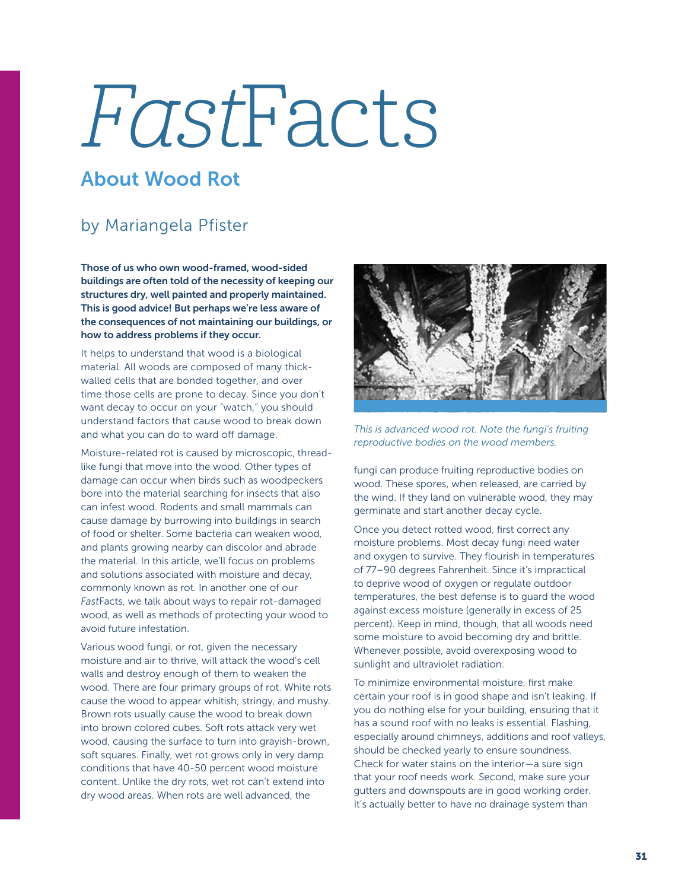# *Fast*Facts

## About Wood Rot

### by Mariangela Pfister

**Those of us who own wood-framed, wood-sided buildings are often told of the necessity of keeping our structures dry, well painted and properly maintained. This is good advice! But perhaps we're less aware of the consequences of not maintaining our buildings, or how to address problems if they occur.**

It helps to understand that wood is a biological material. All woods are composed of many thick-walled cells that are bonded together, and over time those cells are prone to decay. Since you don't want decay to occur on your "watch," you should understand factors that cause wood to break down and what you can do to ward off damage.

Moisture-related rot is caused by microscopic, thread-like fungi that move into the wood. Other types of damage can occur when birds such as woodpeckers bore into the material searching for insects that also can infest wood. Rodents and small mammals can cause damage by burrowing into buildings in search of food or shelter. Some bacteria can weaken wood, and plants growing nearby can discolor and abrade the material. In this article, we'll focus on problems and solutions associated with moisture and decay, commonly known as rot. In another one of our *Fast*Facts, we talk about ways to repair rot-damaged wood, as well as methods of protecting your wood to avoid future infestation.

Various wood fungi, or rot, given the necessary moisture and air to thrive, will attack the wood's cell walls and destroy enough of them to weaken the wood. There are four primary groups of rot. White rots cause the wood to appear whitish, stringy, and mushy. Brown rots usually cause the wood to break down into brown colored cubes. Soft rots attack very wet wood, causing the surface to turn into grayish-brown, soft squares. Finally, wet rot grows only in very damp conditions that have 40-50 percent wood moisture content. Unlike the dry rots, wet rot can't extend into dry wood areas. When rots are well advanced, the fungi can produce fruiting reproductive bodies on wood. These spores, when released, are carried by the wind. If they land on vulnerable wood, they may germinate and start another decay cycle.

*This is advanced wood rot. Note the fungi's fruiting reproductive bodies on the wood members.*

Once you detect rotted wood, first correct any moisture problems. Most decay fungi need water and oxygen to survive. They flourish in temperatures of 77–90 degrees Fahrenheit. Since it's impractical to deprive wood of oxygen or regulate outdoor temperatures, the best defense is to guard the wood against excess moisture (generally in excess of 25 percent). Keep in mind, though, that all woods need some moisture to avoid becoming dry and brittle. Whenever possible, avoid overexposing wood to sunlight and ultraviolet radiation.

To minimize environmental moisture, first make certain your roof is in good shape and isn't leaking. If you do nothing else for your building, ensuring that it has a sound roof with no leaks is essential. Flashing, especially around chimneys, additions and roof valleys, should be checked yearly to ensure soundness. Check for water stains on the interior—a sure sign that your roof needs work. Second, make sure your gutters and downspouts are in good working order. It's actually better to have no drainage system than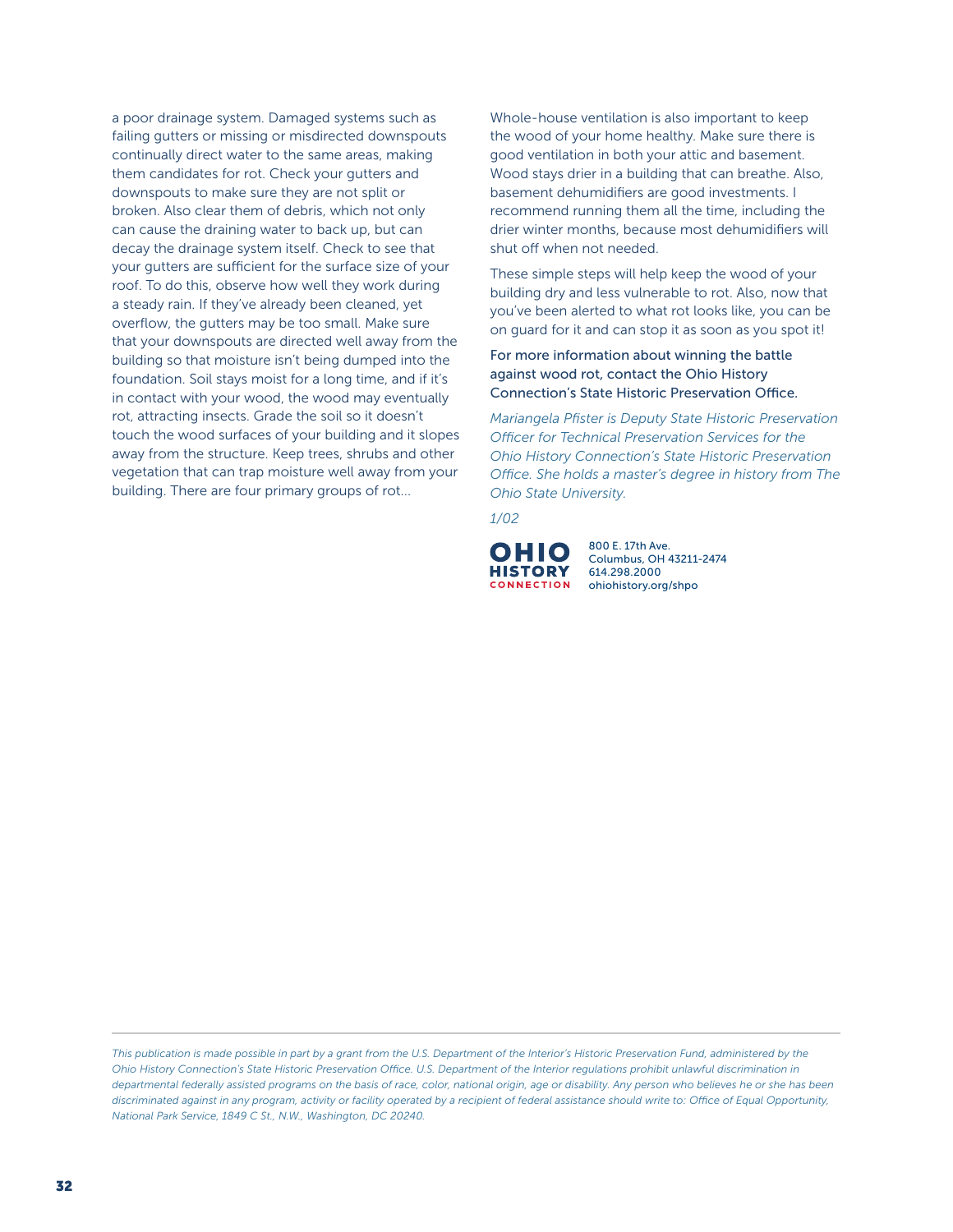a poor drainage system. Damaged systems such as failing gutters or missing or misdirected downspouts continually direct water to the same areas, making them candidates for rot. Check your gutters and downspouts to make sure they are not split or broken. Also clear them of debris, which not only can cause the draining water to back up, but can decay the drainage system itself. Check to see that your gutters are sufficient for the surface size of your roof. To do this, observe how well they work during a steady rain. If they've already been cleaned, yet overflow, the gutters may be too small. Make sure that your downspouts are directed well away from the building so that moisture isn't being dumped into the foundation. Soil stays moist for a long time, and if it's in contact with your wood, the wood may eventually rot, attracting insects. Grade the soil so it doesn't touch the wood surfaces of your building and it slopes away from the structure. Keep trees, shrubs and other vegetation that can trap moisture well away from your building. There are four primary groups of rot...

Whole-house ventilation is also important to keep the wood of your home healthy. Make sure there is good ventilation in both your attic and basement. Wood stays drier in a building that can breathe. Also, basement dehumidifiers are good investments. I recommend running them all the time, including the drier winter months, because most dehumidifiers will shut off when not needed.

These simple steps will help keep the wood of your building dry and less vulnerable to rot. Also, now that you've been alerted to what rot looks like, you can be on guard for it and can stop it as soon as you spot it!

For more information about winning the battle against wood rot, contact the Ohio History Connection's State Historic Preservation Office.

*Mariangela Pfister is Deputy State Historic Preservation Officer for Technical Preservation Services for the Ohio History Connection's State Historic Preservation Office. She holds a master's degree in history from The Ohio State University.*

*1/02*

OHIO HISTORY CONNECTION

800 E. 17th Ave.
Columbus, OH 43211-2474
614.298.2000
ohiohistory.org/shpo

*This publication is made possible in part by a grant from the U.S. Department of the Interior's Historic Preservation Fund, administered by the Ohio History Connection's State Historic Preservation Office. U.S. Department of the Interior regulations prohibit unlawful discrimination in departmental federally assisted programs on the basis of race, color, national origin, age or disability. Any person who believes he or she has been discriminated against in any program, activity or facility operated by a recipient of federal assistance should write to: Office of Equal Opportunity, National Park Service, 1849 C St., N.W., Washington, DC 20240.*